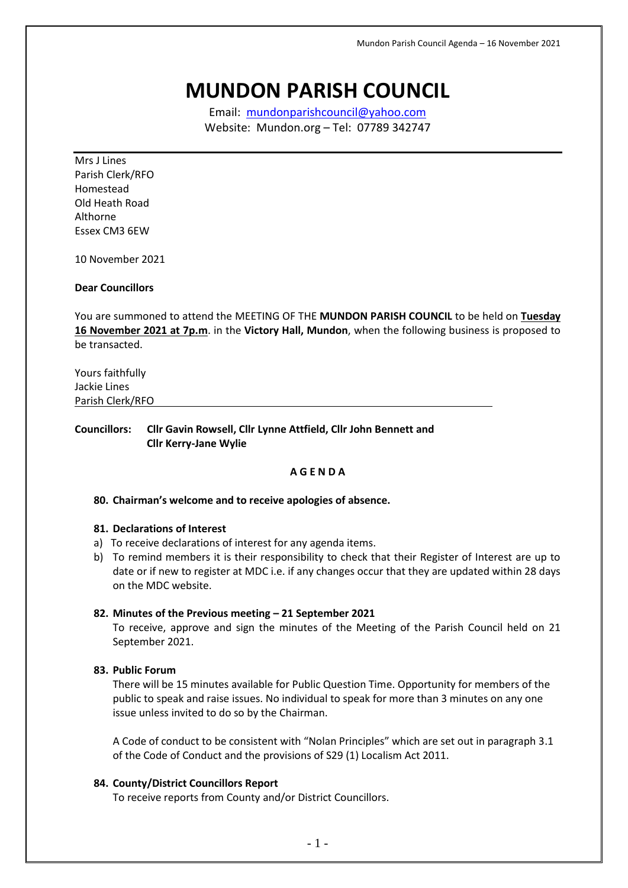# MUNDON PARISH COUNCIL

Email: mundonparishcouncil@yahoo.com
Website: Mundon.org – Tel: 07789 342747

Mrs J Lines
Parish Clerk/RFO
Homestead
Old Heath Road
Althorne
Essex CM3 6EW

10 November 2021

**Dear Councillors**

You are summoned to attend the MEETING OF THE **MUNDON PARISH COUNCIL** to be held on **Tuesday 16 November 2021 at 7p.m**. in the **Victory Hall, Mundon**, when the following business is proposed to be transacted.

Yours faithfully
Jackie Lines
Parish Clerk/RFO

**Councillors: Cllr Gavin Rowsell, Cllr Lynne Attfield, Cllr John Bennett and Cllr Kerry-Jane Wylie**

## A G E N D A

**80. Chairman's welcome and to receive apologies of absence.**

**81. Declarations of Interest**

a) To receive declarations of interest for any agenda items.
b) To remind members it is their responsibility to check that their Register of Interest are up to date or if new to register at MDC i.e. if any changes occur that they are updated within 28 days on the MDC website.

**82. Minutes of the Previous meeting – 21 September 2021**

To receive, approve and sign the minutes of the Meeting of the Parish Council held on 21 September 2021.

**83. Public Forum**

There will be 15 minutes available for Public Question Time. Opportunity for members of the public to speak and raise issues. No individual to speak for more than 3 minutes on any one issue unless invited to do so by the Chairman.

A Code of conduct to be consistent with "Nolan Principles" which are set out in paragraph 3.1 of the Code of Conduct and the provisions of S29 (1) Localism Act 2011.

**84. County/District Councillors Report**

To receive reports from County and/or District Councillors.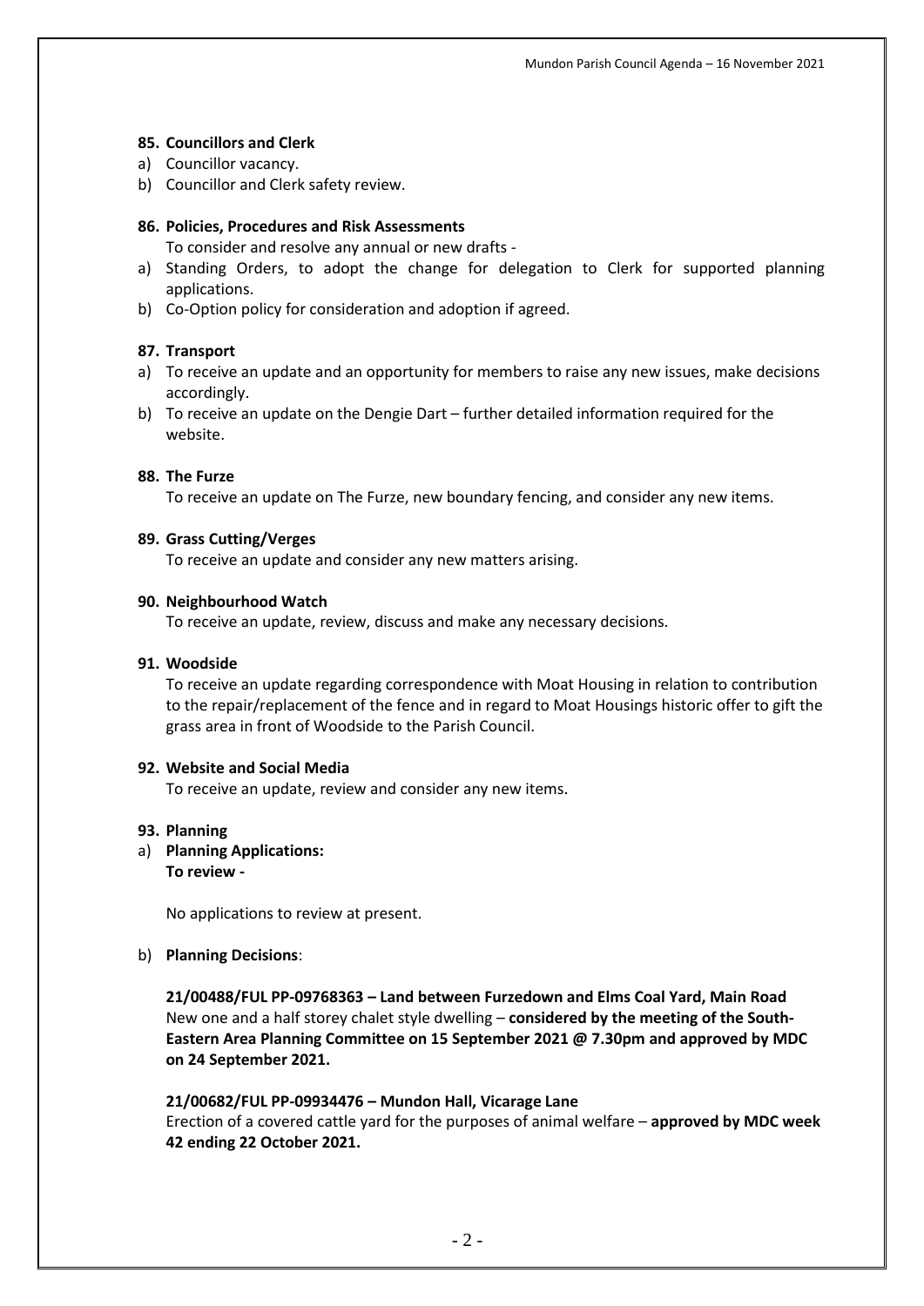**85. Councillors and Clerk**

a) Councillor vacancy.
b) Councillor and Clerk safety review.

**86. Policies, Procedures and Risk Assessments**

To consider and resolve any annual or new drafts -

a) Standing Orders, to adopt the change for delegation to Clerk for supported planning applications.
b) Co-Option policy for consideration and adoption if agreed.

**87. Transport**

a) To receive an update and an opportunity for members to raise any new issues, make decisions accordingly.
b) To receive an update on the Dengie Dart – further detailed information required for the website.

**88. The Furze**

To receive an update on The Furze, new boundary fencing, and consider any new items.

**89. Grass Cutting/Verges**

To receive an update and consider any new matters arising.

**90. Neighbourhood Watch**

To receive an update, review, discuss and make any necessary decisions.

**91. Woodside**

To receive an update regarding correspondence with Moat Housing in relation to contribution to the repair/replacement of the fence and in regard to Moat Housings historic offer to gift the grass area in front of Woodside to the Parish Council.

**92. Website and Social Media**

To receive an update, review and consider any new items.

**93. Planning**

a) **Planning Applications:**
**To review -**

No applications to review at present.

b) **Planning Decisions**:

**21/00488/FUL PP-09768363 – Land between Furzedown and Elms Coal Yard, Main Road**
New one and a half storey chalet style dwelling – **considered by the meeting of the South-Eastern Area Planning Committee on 15 September 2021 @ 7.30pm and approved by MDC on 24 September 2021.**

**21/00682/FUL PP-09934476 – Mundon Hall, Vicarage Lane**
Erection of a covered cattle yard for the purposes of animal welfare – **approved by MDC week 42 ending 22 October 2021.**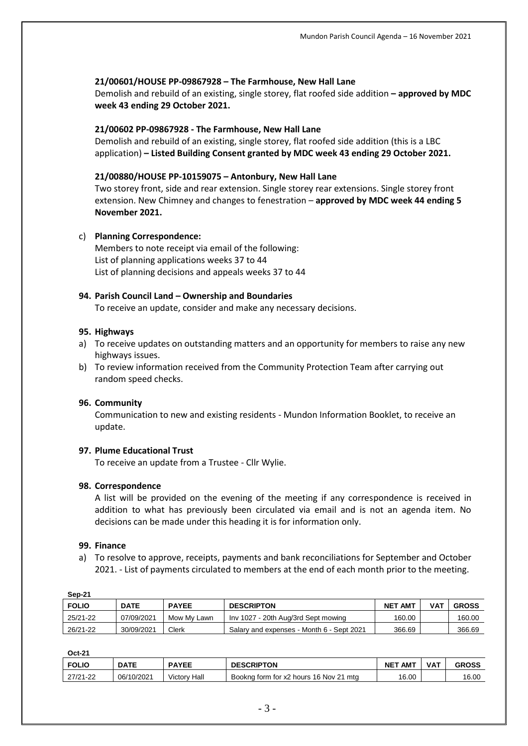**21/00601/HOUSE PP-09867928 – The Farmhouse, New Hall Lane**

Demolish and rebuild of an existing, single storey, flat roofed side addition **– approved by MDC week 43 ending 29 October 2021.**

**21/00602 PP-09867928 - The Farmhouse, New Hall Lane**

Demolish and rebuild of an existing, single storey, flat roofed side addition (this is a LBC application) **– Listed Building Consent granted by MDC week 43 ending 29 October 2021.**

**21/00880/HOUSE PP-10159075 – Antonbury, New Hall Lane**

Two storey front, side and rear extension. Single storey rear extensions. Single storey front extension. New Chimney and changes to fenestration – **approved by MDC week 44 ending 5 November 2021.**

c) **Planning Correspondence:**

Members to note receipt via email of the following:
List of planning applications weeks 37 to 44
List of planning decisions and appeals weeks 37 to 44

**94. Parish Council Land – Ownership and Boundaries**

To receive an update, consider and make any necessary decisions.

**95. Highways**

a) To receive updates on outstanding matters and an opportunity for members to raise any new highways issues.
b) To review information received from the Community Protection Team after carrying out random speed checks.

**96. Community**

Communication to new and existing residents - Mundon Information Booklet, to receive an update.

**97. Plume Educational Trust**

To receive an update from a Trustee - Cllr Wylie.

**98. Correspondence**

A list will be provided on the evening of the meeting if any correspondence is received in addition to what has previously been circulated via email and is not an agenda item. No decisions can be made under this heading it is for information only.

**99. Finance**

a) To resolve to approve, receipts, payments and bank reconciliations for September and October 2021. - List of payments circulated to members at the end of each month prior to the meeting.

**Sep-21**

| FOLIO | DATE | PAYEE | DESCRIPTON | NET AMT | VAT | GROSS |
|---|---|---|---|---|---|---|
| 25/21-22 | 07/09/2021 | Mow My Lawn | Inv 1027 - 20th Aug/3rd Sept mowing | 160.00 | | 160.00 |
| 26/21-22 | 30/09/2021 | Clerk | Salary and expenses - Month 6 - Sept 2021 | 366.69 | | 366.69 |

**Oct-21**

| FOLIO | DATE | PAYEE | DESCRIPTON | NET AMT | VAT | GROSS |
|---|---|---|---|---|---|---|
| 27/21-22 | 06/10/2021 | Victory Hall | Bookng form for x2 hours 16 Nov 21 mtg | 16.00 | | 16.00 |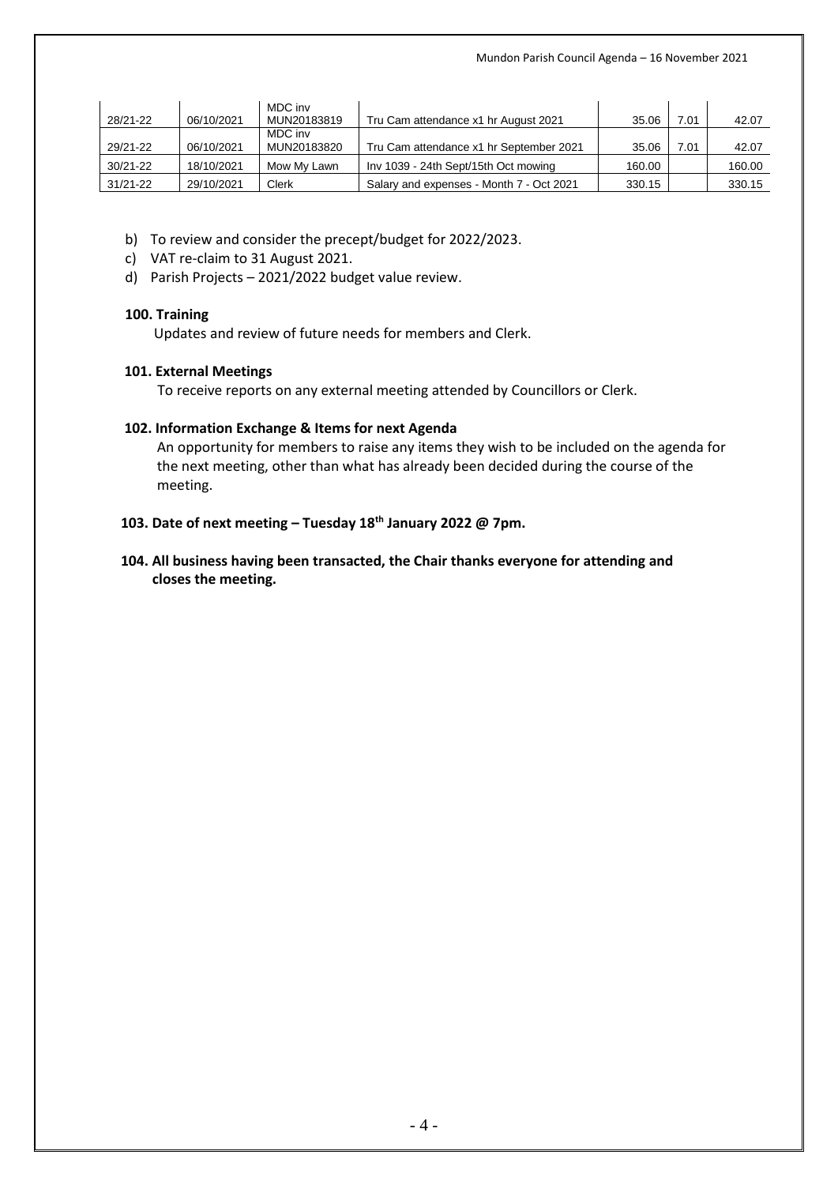| | | | | | | |
|---|---|---|---|---|---|---|
| 28/21-22 | 06/10/2021 | MDC inv MUN20183819 | Tru Cam attendance x1 hr August 2021 | 35.06 | 7.01 | 42.07 |
| 29/21-22 | 06/10/2021 | MDC inv MUN20183820 | Tru Cam attendance x1 hr September 2021 | 35.06 | 7.01 | 42.07 |
| 30/21-22 | 18/10/2021 | Mow My Lawn | Inv 1039 - 24th Sept/15th Oct mowing | 160.00 | | 160.00 |
| 31/21-22 | 29/10/2021 | Clerk | Salary and expenses - Month 7 - Oct 2021 | 330.15 | | 330.15 |

b) To review and consider the precept/budget for 2022/2023.
c) VAT re-claim to 31 August 2021.
d) Parish Projects – 2021/2022 budget value review.

**100. Training**

Updates and review of future needs for members and Clerk.

**101. External Meetings**

To receive reports on any external meeting attended by Councillors or Clerk.

**102. Information Exchange & Items for next Agenda**

An opportunity for members to raise any items they wish to be included on the agenda for the next meeting, other than what has already been decided during the course of the meeting.

**103. Date of next meeting – Tuesday 18th January 2022 @ 7pm.**

**104. All business having been transacted, the Chair thanks everyone for attending and closes the meeting.**